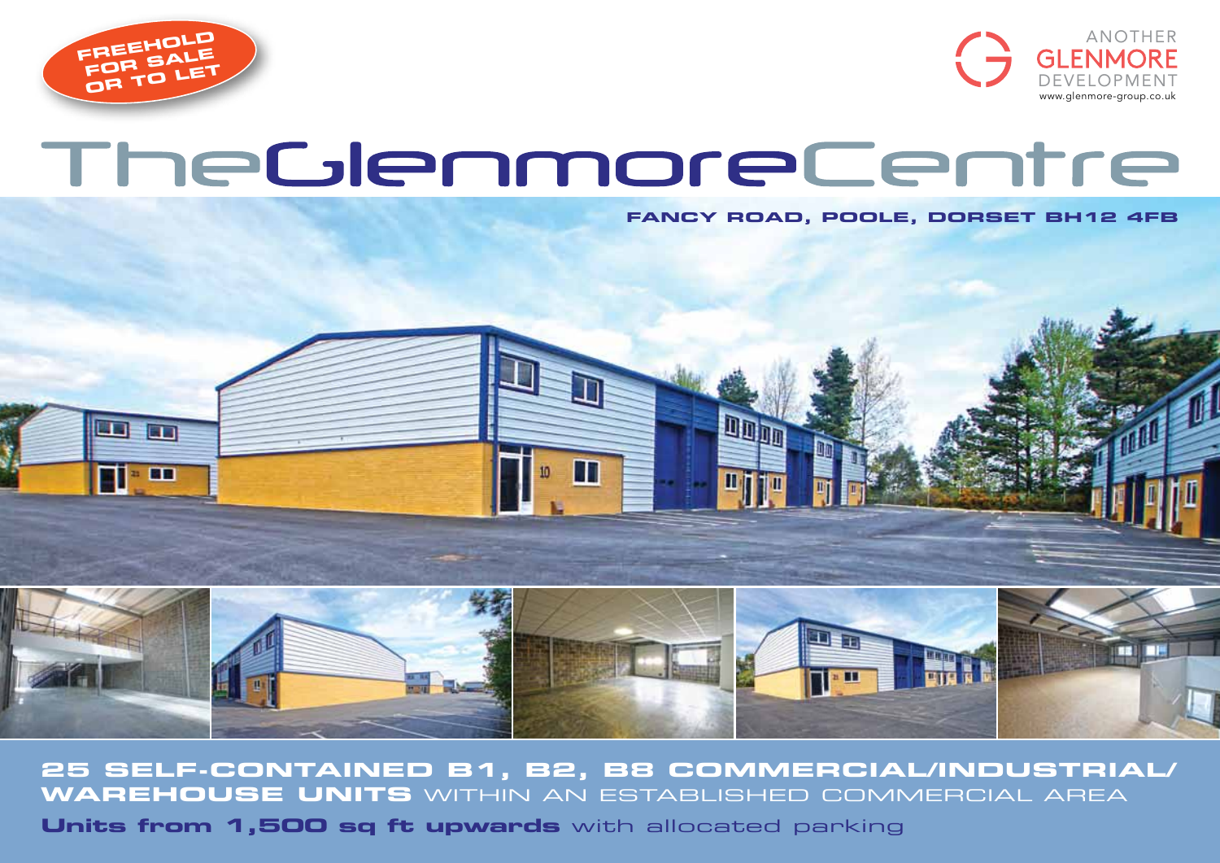**FREEHOLD FOR SALE OR TO LET**

ANOTHER GLENMORE DEVELOPMENT
www.glenmore-group.co.uk

# TheGlenmoreCentre

**FANCY ROAD, POOLE, DORSET BH12 4FB**

**25 SELF-CONTAINED B1, B2, B8 COMMERCIAL/INDUSTRIAL/ WAREHOUSE UNITS** WITHIN AN ESTABLISHED COMMERCIAL AREA

**Units from 1,500 sq ft upwards** with allocated parking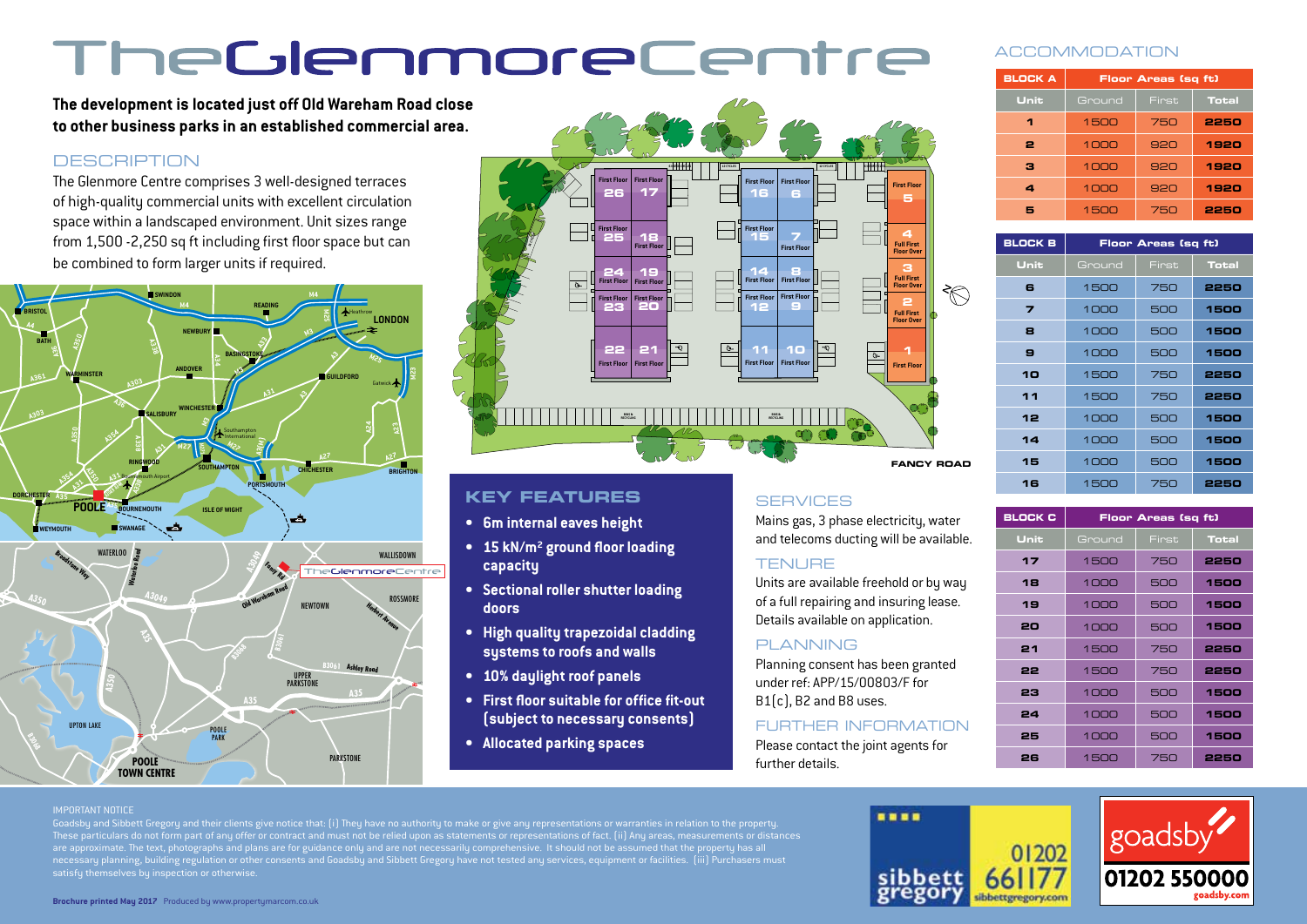# TheGlenmoreCentre

**The development is located just off Old Wareham Road close to other business parks in an established commercial area.**

## DESCRIPTION

The Glenmore Centre comprises 3 well-designed terraces of high-quality commercial units with excellent circulation space within a landscaped environment. Unit sizes range from 1,500 -2,250 sq ft including first floor space but can be combined to form larger units if required.

## KEY FEATURES

- 6m internal eaves height
- 15 kN/m² ground floor loading capacity
- Sectional roller shutter loading doors
- High quality trapezoidal cladding systems to roofs and walls
- 10% daylight roof panels
- First floor suitable for office fit-out (subject to necessary consents)
- Allocated parking spaces

## SERVICES

Mains gas, 3 phase electricity, water and telecoms ducting will be available.

## TENURE

Units are available freehold or by way of a full repairing and insuring lease. Details available on application.

## PLANNING

Planning consent has been granted under ref: APP/15/00803/F for B1(c), B2 and B8 uses.

## FURTHER INFORMATION

Please contact the joint agents for further details.

## ACCOMMODATION

| BLOCK A | Floor Areas (sq ft) | | |
|---|---|---|---|
| Unit | Ground | First | Total |
| 1 | 1500 | 750 | 2250 |
| 2 | 1000 | 920 | 1920 |
| 3 | 1000 | 920 | 1920 |
| 4 | 1000 | 920 | 1920 |
| 5 | 1500 | 750 | 2250 |

| BLOCK B | Floor Areas (sq ft) | | |
|---|---|---|---|
| Unit | Ground | First | Total |
| 6 | 1500 | 750 | 2250 |
| 7 | 1000 | 500 | 1500 |
| 8 | 1000 | 500 | 1500 |
| 9 | 1000 | 500 | 1500 |
| 10 | 1500 | 750 | 2250 |
| 11 | 1500 | 750 | 2250 |
| 12 | 1000 | 500 | 1500 |
| 14 | 1000 | 500 | 1500 |
| 15 | 1000 | 500 | 1500 |
| 16 | 1500 | 750 | 2250 |

| BLOCK C | Floor Areas (sq ft) | | |
|---|---|---|---|
| Unit | Ground | First | Total |
| 17 | 1500 | 750 | 2250 |
| 18 | 1000 | 500 | 1500 |
| 19 | 1000 | 500 | 1500 |
| 20 | 1000 | 500 | 1500 |
| 21 | 1500 | 750 | 2250 |
| 22 | 1500 | 750 | 2250 |
| 23 | 1000 | 500 | 1500 |
| 24 | 1000 | 500 | 1500 |
| 25 | 1000 | 500 | 1500 |
| 26 | 1500 | 750 | 2250 |

FANCY ROAD

IMPORTANT NOTICE

Goadsby and Sibbett Gregory and their clients give notice that: (i) They have no authority to make or give any representations or warranties in relation to the property. These particulars do not form part of any offer or contract and must not be relied upon as statements or representations of fact. (ii) Any areas, measurements or distances are approximate. The text, photographs and plans are for guidance only and are not necessarily comprehensive. It should not be assumed that the property has all necessary planning, building regulation or other consents and Goadsby and Sibbett Gregory have not tested any services, equipment or facilities. (iii) Purchasers must satisfy themselves by inspection or otherwise.

sibbett gregory 01202 661177 sibbettgregory.com

goadsby 01202 550000 goadsby.com

Brochure printed May 2017 Produced by www.propertymarcom.co.uk